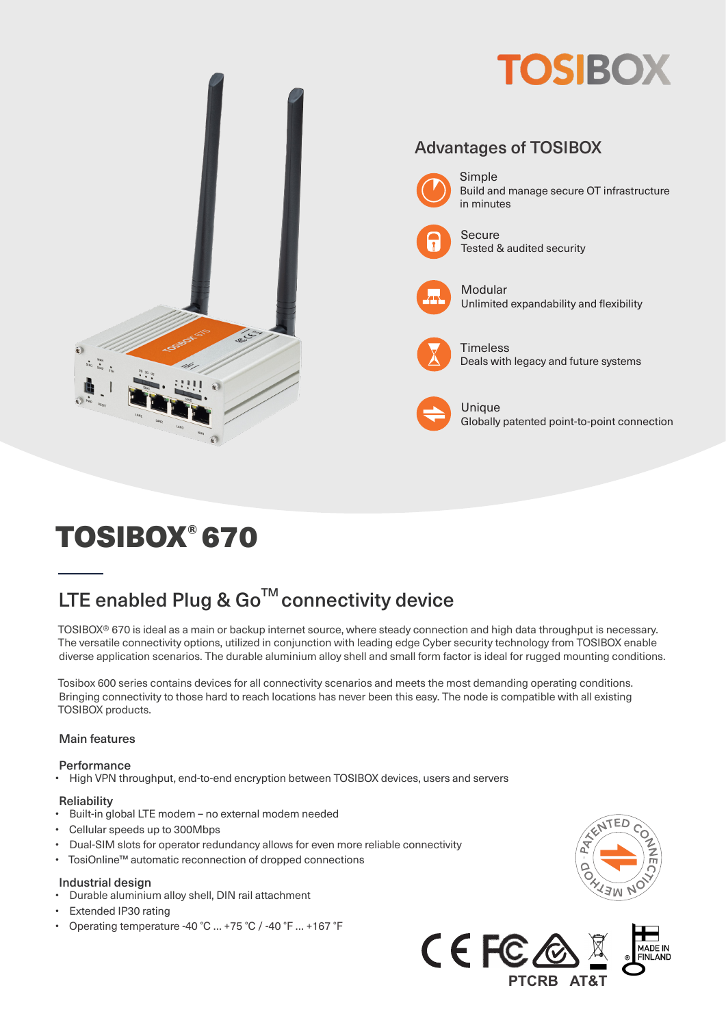# TOSIBOX

## Advantages of TOSIBOX

**Simple**
Build and manage secure OT infrastructure in minutes

**Secure**
Tested & audited security

**Modular**
Unlimited expandability and flexibility

**Timeless**
Deals with legacy and future systems

**Unique**
Globally patented point-to-point connection

# TOSIBOX® 670

## LTE enabled Plug & Go™ connectivity device

TOSIBOX® 670 is ideal as a main or backup internet source, where steady connection and high data throughput is necessary. The versatile connectivity options, utilized in conjunction with leading edge Cyber security technology from TOSIBOX enable diverse application scenarios. The durable aluminium alloy shell and small form factor is ideal for rugged mounting conditions.

Tosibox 600 series contains devices for all connectivity scenarios and meets the most demanding operating conditions. Bringing connectivity to those hard to reach locations has never been this easy. The node is compatible with all existing TOSIBOX products.

### Main features

#### Performance

- High VPN throughput, end-to-end encryption between TOSIBOX devices, users and servers

#### Reliability

- Built-in global LTE modem – no external modem needed
- Cellular speeds up to 300Mbps
- Dual-SIM slots for operator redundancy allows for even more reliable connectivity
- TosiOnline™ automatic reconnection of dropped connections

#### Industrial design

- Durable aluminium alloy shell, DIN rail attachment
- Extended IP30 rating
- Operating temperature -40 °C ... +75 °C / -40 °F ... +167 °F

PATENTED CONNECTION METHOD

PTCRB AT&T

MADE IN FINLAND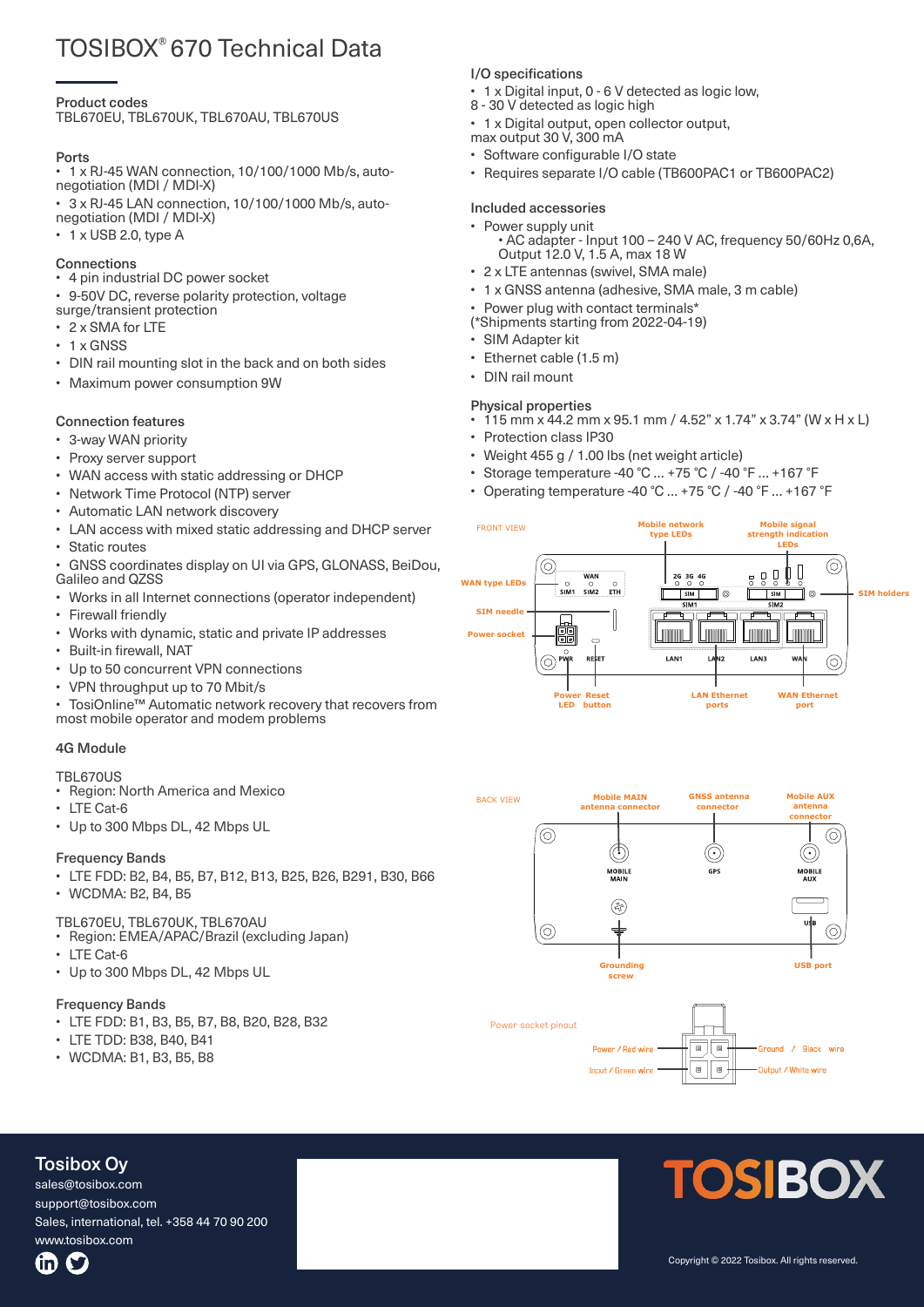# TOSIBOX® 670 Technical Data

### Product codes

TBL670EU, TBL670UK, TBL670AU, TBL670US

### Ports

- 1 x RJ-45 WAN connection, 10/100/1000 Mb/s, auto-negotiation (MDI / MDI-X)
- 3 x RJ-45 LAN connection, 10/100/1000 Mb/s, auto-negotiation (MDI / MDI-X)
- 1 x USB 2.0, type A

### Connections

- 4 pin industrial DC power socket
- 9-50V DC, reverse polarity protection, voltage surge/transient protection
- 2 x SMA for LTE
- 1 x GNSS
- DIN rail mounting slot in the back and on both sides
- Maximum power consumption 9W

### Connection features

- 3-way WAN priority
- Proxy server support
- WAN access with static addressing or DHCP
- Network Time Protocol (NTP) server
- Automatic LAN network discovery
- LAN access with mixed static addressing and DHCP server
- Static routes
- GNSS coordinates display on UI via GPS, GLONASS, BeiDou, Galileo and QZSS
- Works in all Internet connections (operator independent)
- Firewall friendly
- Works with dynamic, static and private IP addresses
- Built-in firewall, NAT
- Up to 50 concurrent VPN connections
- VPN throughput up to 70 Mbit/s
- TosiOnline™ Automatic network recovery that recovers from most mobile operator and modem problems

### 4G Module

TBL670US

- Region: North America and Mexico
- LTE Cat-6
- Up to 300 Mbps DL, 42 Mbps UL

#### Frequency Bands

- LTE FDD: B2, B4, B5, B7, B12, B13, B25, B26, B291, B30, B66
- WCDMA: B2, B4, B5

TBL670EU, TBL670UK, TBL670AU

- Region: EMEA/APAC/Brazil (excluding Japan)
- LTE Cat-6
- Up to 300 Mbps DL, 42 Mbps UL

#### Frequency Bands

- LTE FDD: B1, B3, B5, B7, B8, B20, B28, B32
- LTE TDD: B38, B40, B41
- WCDMA: B1, B3, B5, B8

### I/O specifications

- 1 x Digital input, 0 - 6 V detected as logic low, 8 - 30 V detected as logic high
- 1 x Digital output, open collector output, max output 30 V, 300 mA
- Software configurable I/O state
- Requires separate I/O cable (TB600PAC1 or TB600PAC2)

### Included accessories

- Power supply unit
  - AC adapter - Input 100 – 240 V AC, frequency 50/60Hz 0,6A, Output 12.0 V, 1.5 A, max 18 W
- 2 x LTE antennas (swivel, SMA male)
- 1 x GNSS antenna (adhesive, SMA male, 3 m cable)
- Power plug with contact terminals* (*Shipments starting from 2022-04-19)
- SIM Adapter kit
- Ethernet cable (1.5 m)
- DIN rail mount

### Physical properties

- 115 mm x 44.2 mm x 95.1 mm / 4.52" x 1.74" x 3.74" (W x H x L)
- Protection class IP30
- Weight 455 g / 1.00 lbs (net weight article)
- Storage temperature -40 °C ... +75 °C / -40 °F ... +167 °F
- Operating temperature -40 °C ... +75 °C / -40 °F ... +167 °F

FRONT VIEW

Mobile network type LEDs
Mobile signal strength indication LEDs
WAN type LEDs
SIM needle
Power socket
SIM holders
Power LED
Reset button
LAN Ethernet ports
WAN Ethernet port

WAN SIM1 SIM2 ETH 2G 3G 4G SIM SIM1 SIM SIM2 PWR RESET LAN1 LAN2 LAN3 WAN

BACK VIEW

Mobile MAIN antenna connector
GNSS antenna connector
Mobile AUX antenna connector
Grounding screw
USB port

MOBILE MAIN GPS MOBILE AUX USB

Power socket pinout

Power / Red wire
Input / Green wire
Ground / Black wire
Output / White wire

**Tosibox Oy**
sales@tosibox.com
support@tosibox.com
Sales, international, tel. +358 44 70 90 200
www.tosibox.com

TOSIBOX

Copyright © 2022 Tosibox. All rights reserved.